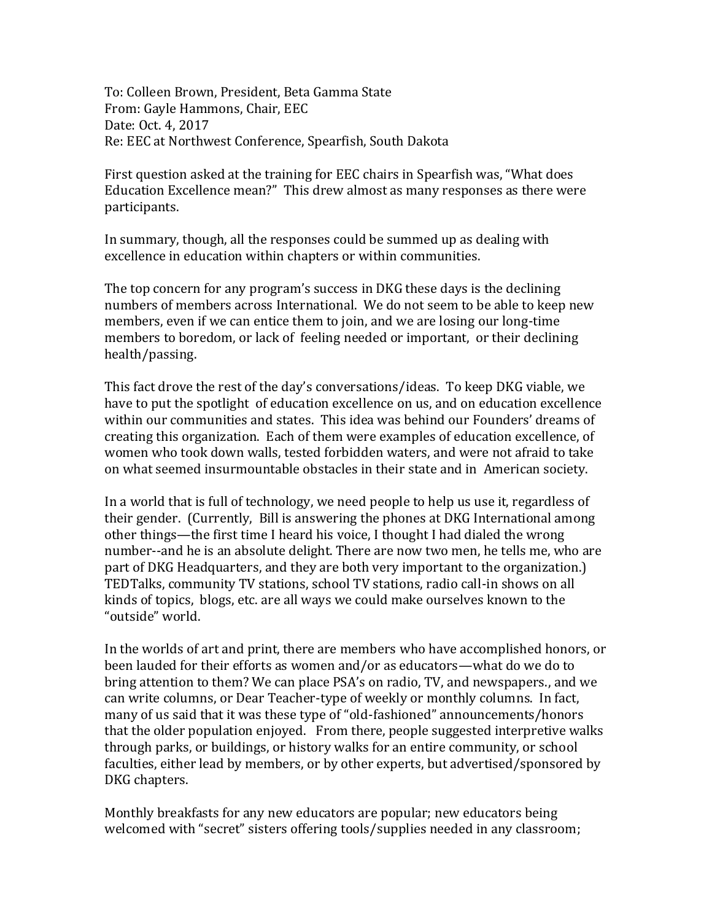To: Colleen Brown, President, Beta Gamma State
From: Gayle Hammons, Chair, EEC
Date: Oct. 4, 2017
Re: EEC at Northwest Conference, Spearfish, South Dakota

First question asked at the training for EEC chairs in Spearfish was, "What does Education Excellence mean?" This drew almost as many responses as there were participants.

In summary, though, all the responses could be summed up as dealing with excellence in education within chapters or within communities.

The top concern for any program's success in DKG these days is the declining numbers of members across International. We do not seem to be able to keep new members, even if we can entice them to join, and we are losing our long-time members to boredom, or lack of feeling needed or important, or their declining health/passing.

This fact drove the rest of the day's conversations/ideas. To keep DKG viable, we have to put the spotlight of education excellence on us, and on education excellence within our communities and states. This idea was behind our Founders' dreams of creating this organization. Each of them were examples of education excellence, of women who took down walls, tested forbidden waters, and were not afraid to take on what seemed insurmountable obstacles in their state and in American society.

In a world that is full of technology, we need people to help us use it, regardless of their gender. (Currently, Bill is answering the phones at DKG International among other things—the first time I heard his voice, I thought I had dialed the wrong number--and he is an absolute delight. There are now two men, he tells me, who are part of DKG Headquarters, and they are both very important to the organization.) TEDTalks, community TV stations, school TV stations, radio call-in shows on all kinds of topics, blogs, etc. are all ways we could make ourselves known to the "outside" world.

In the worlds of art and print, there are members who have accomplished honors, or been lauded for their efforts as women and/or as educators—what do we do to bring attention to them? We can place PSA's on radio, TV, and newspapers., and we can write columns, or Dear Teacher-type of weekly or monthly columns. In fact, many of us said that it was these type of "old-fashioned" announcements/honors that the older population enjoyed. From there, people suggested interpretive walks through parks, or buildings, or history walks for an entire community, or school faculties, either lead by members, or by other experts, but advertised/sponsored by DKG chapters.

Monthly breakfasts for any new educators are popular; new educators being welcomed with "secret" sisters offering tools/supplies needed in any classroom;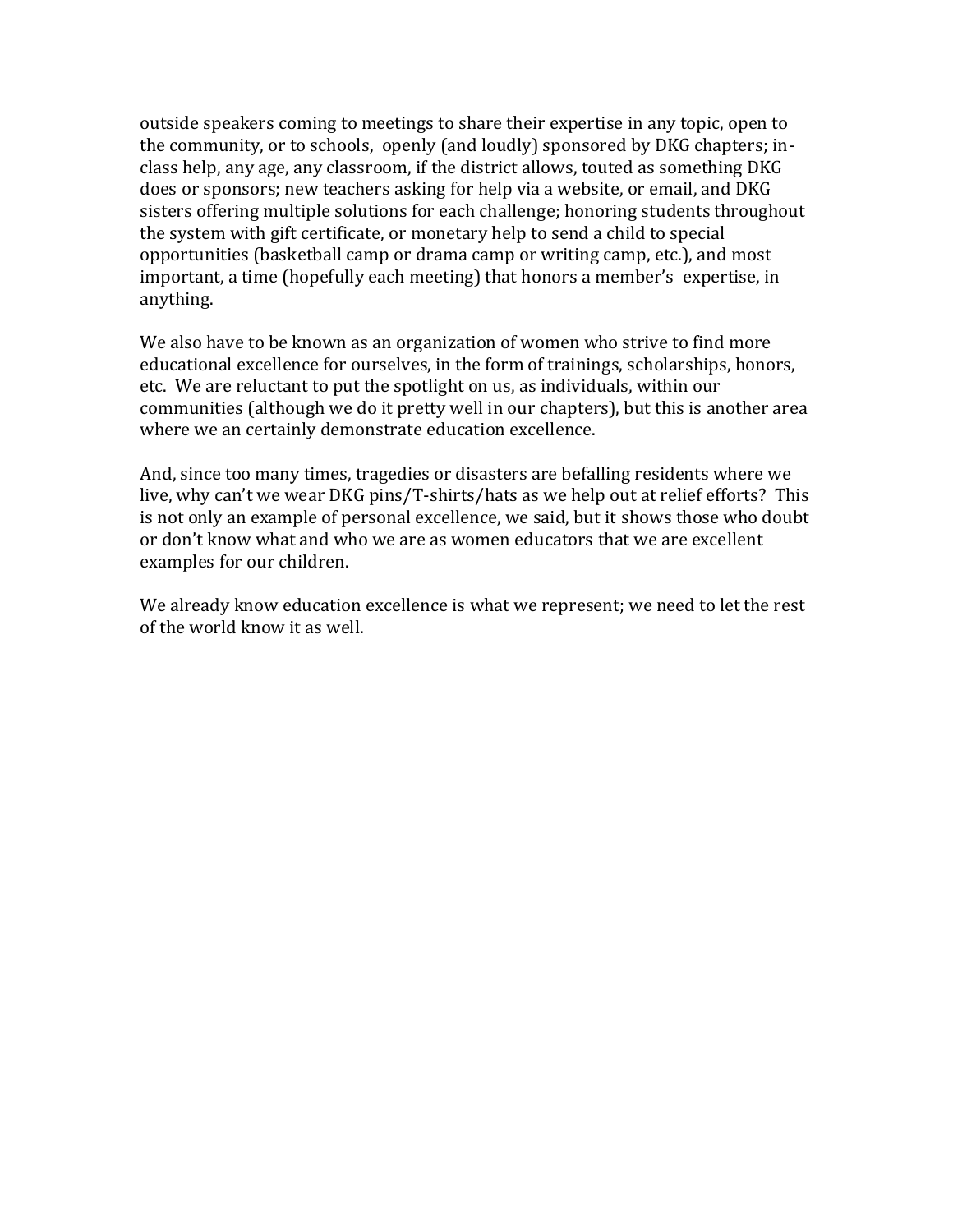outside speakers coming to meetings to share their expertise in any topic, open to the community, or to schools, openly (and loudly) sponsored by DKG chapters; in-class help, any age, any classroom, if the district allows, touted as something DKG does or sponsors; new teachers asking for help via a website, or email, and DKG sisters offering multiple solutions for each challenge; honoring students throughout the system with gift certificate, or monetary help to send a child to special opportunities (basketball camp or drama camp or writing camp, etc.), and most important, a time (hopefully each meeting) that honors a member's expertise, in anything.

We also have to be known as an organization of women who strive to find more educational excellence for ourselves, in the form of trainings, scholarships, honors, etc. We are reluctant to put the spotlight on us, as individuals, within our communities (although we do it pretty well in our chapters), but this is another area where we an certainly demonstrate education excellence.

And, since too many times, tragedies or disasters are befalling residents where we live, why can't we wear DKG pins/T-shirts/hats as we help out at relief efforts? This is not only an example of personal excellence, we said, but it shows those who doubt or don't know what and who we are as women educators that we are excellent examples for our children.

We already know education excellence is what we represent; we need to let the rest of the world know it as well.